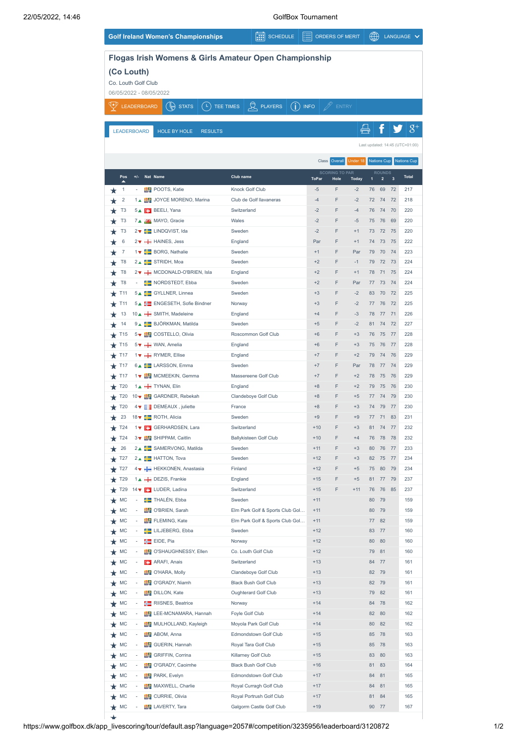Golf Ireland Women's Championships | SCHEDULE | ORDERS OF MERIT | LANGUAGE

# Flogas Irish Womens & Girls Amateur Open Championship (Co Louth)

Co. Louth Golf Club

06/05/2022 - 08/05/2022

LEADERBOARD | STATS | TEE TIMES | PLAYERS | INFO | ENTRY

LEADERBOARD | HOLE BY HOLE | RESULTS

Last updated: 14:45 (UTC+01:00)

Class: Overall | Under 18 | Nations Cup | Nations Cup

| Pos | +/- | Nat | Name | Club name | ToPar | Hole | Today | 1 | 2 | 3 | Total |
|---|---|---|---|---|---|---|---|---|---|---|---|
| 1 | - | | POOTS, Katie | Knock Golf Club | -5 | F | -2 | 76 | 69 | 72 | 217 |
| 2 | 1▲ | | JOYCE MORENO, Marina | Club de Golf Ilavaneras | -4 | F | -2 | 72 | 74 | 72 | 218 |
| T3 | 5▲ | | BEELI, Yana | Switzerland | -2 | F | -4 | 76 | 74 | 70 | 220 |
| T3 | 7▲ | | MAYO, Gracie | Wales | -2 | F | -5 | 75 | 76 | 69 | 220 |
| T3 | 2▼ | | LINDQVIST, Ida | Sweden | -2 | F | +1 | 73 | 72 | 75 | 220 |
| 6 | 2▼ | | HAINES, Jess | England | Par | F | +1 | 74 | 73 | 75 | 222 |
| 7 | 1▼ | | BORG, Nathalie | Sweden | +1 | F | Par | 79 | 70 | 74 | 223 |
| T8 | 2▲ | | STRIDH, Moa | Sweden | +2 | F | -1 | 79 | 72 | 73 | 224 |
| T8 | 2▼ | | MCDONALD-O'BRIEN, Isla | England | +2 | F | +1 | 78 | 71 | 75 | 224 |
| T8 | - | | NORDSTEDT, Ebba | Sweden | +2 | F | Par | 77 | 73 | 74 | 224 |
| T11 | 5▲ | | GYLLNER, Linnea | Sweden | +3 | F | -2 | 83 | 70 | 72 | 225 |
| T11 | 5▲ | | ENGESETH, Sofie Bindner | Norway | +3 | F | -2 | 77 | 76 | 72 | 225 |
| 13 | 10▲ | | SMITH, Madeleine | England | +4 | F | -3 | 78 | 77 | 71 | 226 |
| 14 | 9▲ | | BJÖRKMAN, Matilda | Sweden | +5 | F | -2 | 81 | 74 | 72 | 227 |
| T15 | 5▼ | | COSTELLO, Olivia | Roscommon Golf Club | +6 | F | +3 | 76 | 75 | 77 | 228 |
| T15 | 5▼ | | WAN, Amelia | England | +6 | F | +3 | 75 | 76 | 77 | 228 |
| T17 | 1▼ | | RYMER, Ellise | England | +7 | F | +2 | 79 | 74 | 76 | 229 |
| T17 | 6▲ | | LARSSON, Emma | Sweden | +7 | F | Par | 78 | 77 | 74 | 229 |
| T17 | 1▼ | | MCMEEKIN, Gemma | Massereene Golf Club | +7 | F | +2 | 78 | 75 | 76 | 229 |
| T20 | 1▲ | | TYNAN, Elin | England | +8 | F | +2 | 79 | 75 | 76 | 230 |
| T20 | 10▼ | | GARDNER, Rebekah | Clandeboye Golf Club | +8 | F | +5 | 77 | 74 | 79 | 230 |
| T20 | 4▼ | | DEMEAUX , juliette | France | +8 | F | +3 | 74 | 79 | 77 | 230 |
| 23 | 18▼ | | ROTH, Alicia | Sweden | +9 | F | +9 | 77 | 71 | 83 | 231 |
| T24 | 1▼ | | GERHARDSEN, Lara | Switzerland | +10 | F | +3 | 81 | 74 | 77 | 232 |
| T24 | 3▼ | | SHIPPAM, Caitlin | Ballykisteen Golf Club | +10 | F | +4 | 76 | 78 | 78 | 232 |
| 26 | 2▲ | | SAMERVONG, Matilda | Sweden | +11 | F | +3 | 80 | 76 | 77 | 233 |
| T27 | 2▲ | | HATTON, Tova | Sweden | +12 | F | +3 | 82 | 75 | 77 | 234 |
| T27 | 4▼ | | HEKKONEN, Anastasia | Finland | +12 | F | +5 | 75 | 80 | 79 | 234 |
| T29 | 1▲ | | DEZIS, Frankie | England | +15 | F | +5 | 81 | 77 | 79 | 237 |
| T29 | 14▼ | | LUDER, Ladina | Switzerland | +15 | F | +11 | 76 | 76 | 85 | 237 |
| MC | - | | THALÉN, Ebba | Sweden | +11 | | | 80 | 79 | | 159 |
| MC | - | | O'BRIEN, Sarah | Elm Park Golf & Sports Club Gol… | +11 | | | 80 | 79 | | 159 |
| MC | - | | FLEMING, Kate | Elm Park Golf & Sports Club Gol… | +11 | | | 77 | 82 | | 159 |
| MC | - | | LILJEBERG, Ebba | Sweden | +12 | | | 83 | 77 | | 160 |
| MC | - | | EIDE, Pia | Norway | +12 | | | 80 | 80 | | 160 |
| MC | - | | O'SHAUGHNESSY, Ellen | Co. Louth Golf Club | +12 | | | 79 | 81 | | 160 |
| MC | - | | ARAFI, Anais | Switzerland | +13 | | | 84 | 77 | | 161 |
| MC | - | | O'HARA, Molly | Clandeboye Golf Club | +13 | | | 82 | 79 | | 161 |
| MC | - | | O'GRADY, Niamh | Black Bush Golf Club | +13 | | | 82 | 79 | | 161 |
| MC | - | | DILLON, Kate | Oughterard Golf Club | +13 | | | 79 | 82 | | 161 |
| MC | - | | RIISNES, Beatrice | Norway | +14 | | | 84 | 78 | | 162 |
| MC | - | | LEE-MCNAMARA, Hannah | Foyle Golf Club | +14 | | | 82 | 80 | | 162 |
| MC | - | | MULHOLLAND, Kayleigh | Moyola Park Golf Club | +14 | | | 80 | 82 | | 162 |
| MC | - | | ABOM, Anna | Edmondstown Golf Club | +15 | | | 85 | 78 | | 163 |
| MC | - | | GUERIN, Hannah | Royal Tara Golf Club | +15 | | | 85 | 78 | | 163 |
| MC | - | | GRIFFIN, Corrina | Killarney Golf Club | +15 | | | 83 | 80 | | 163 |
| MC | - | | O'GRADY, Caoimhe | Black Bush Golf Club | +16 | | | 81 | 83 | | 164 |
| MC | - | | PARK, Evelyn | Edmondstown Golf Club | +17 | | | 84 | 81 | | 165 |
| MC | - | | MAXWELL, Charlie | Royal Curragh Golf Club | +17 | | | 84 | 81 | | 165 |
| MC | - | | CURRIE, Olivia | Royal Portrush Golf Club | +17 | | | 81 | 84 | | 165 |
| MC | - | | LAVERTY, Tara | Galgorm Castle Golf Club | +19 | | | 90 | 77 | | 167 |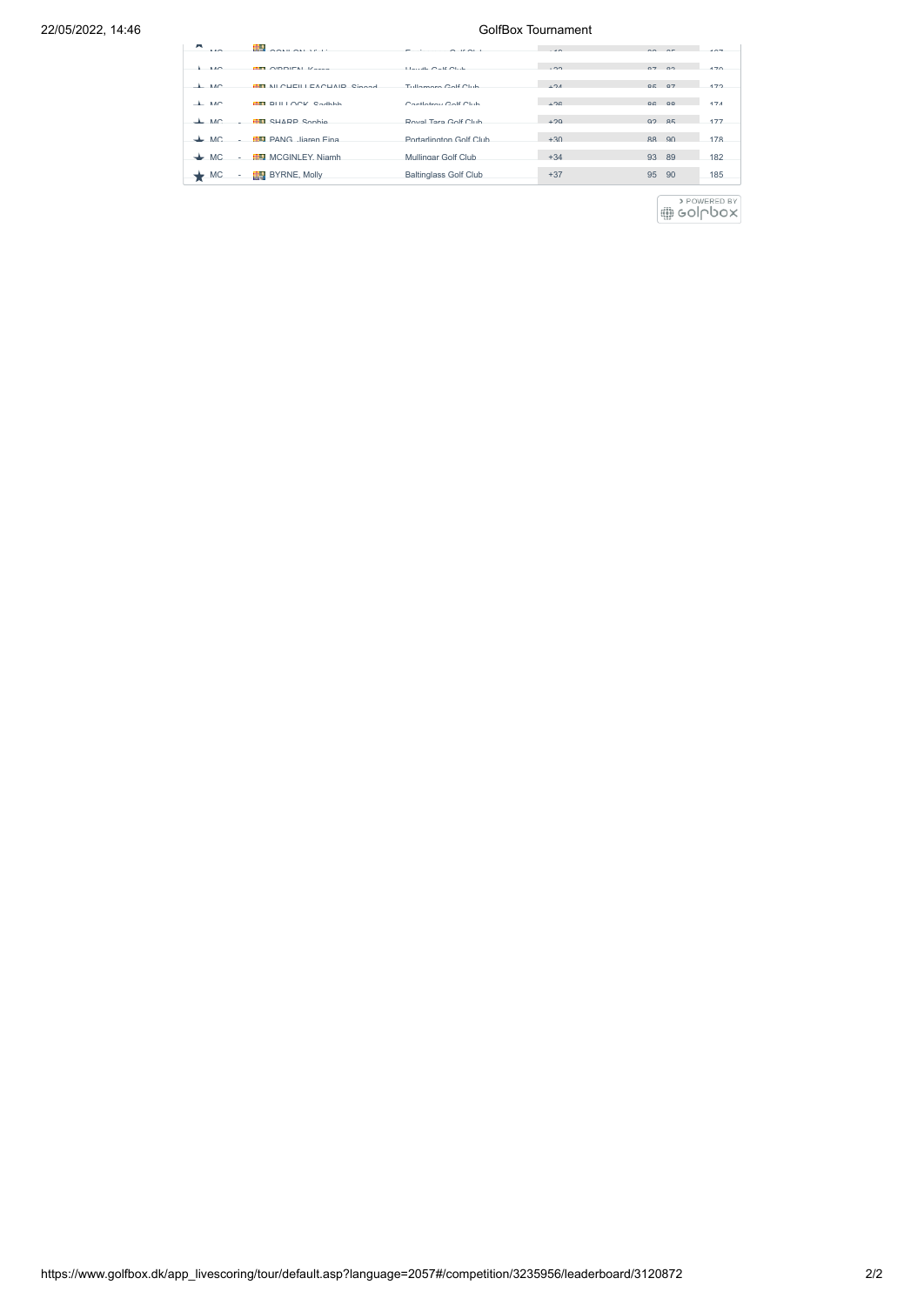| | | | | | | | |
|---|---|---|---|---|---|---|---|
| MC | | CONLON, Vicki | Enniscorthy Golf Club | +19 | 92 | 85 | 167 |
| MC | | O'BRIEN, Karen | Howth Golf Club | +22 | 87 | 83 | 170 |
| MC | | NI CHEILLEACHAIR, Sinead | Tullamore Golf Club | +24 | 85 | 87 | 172 |
| MC | | BULLOCK, Sadhbh | Castletroy Golf Club | +26 | 86 | 88 | 174 |
| MC | - | SHARP, Sophie | Royal Tara Golf Club | +29 | 92 | 85 | 177 |
| MC | - | PANG, Jiaren Eina | Portarlington Golf Club | +30 | 88 | 90 | 178 |
| MC | - | MCGINLEY, Niamh | Mullingar Golf Club | +34 | 93 | 89 | 182 |
| MC | - | BYRNE, Molly | Baltinglass Golf Club | +37 | 95 | 90 | 185 |

> POWERED BY golfbox